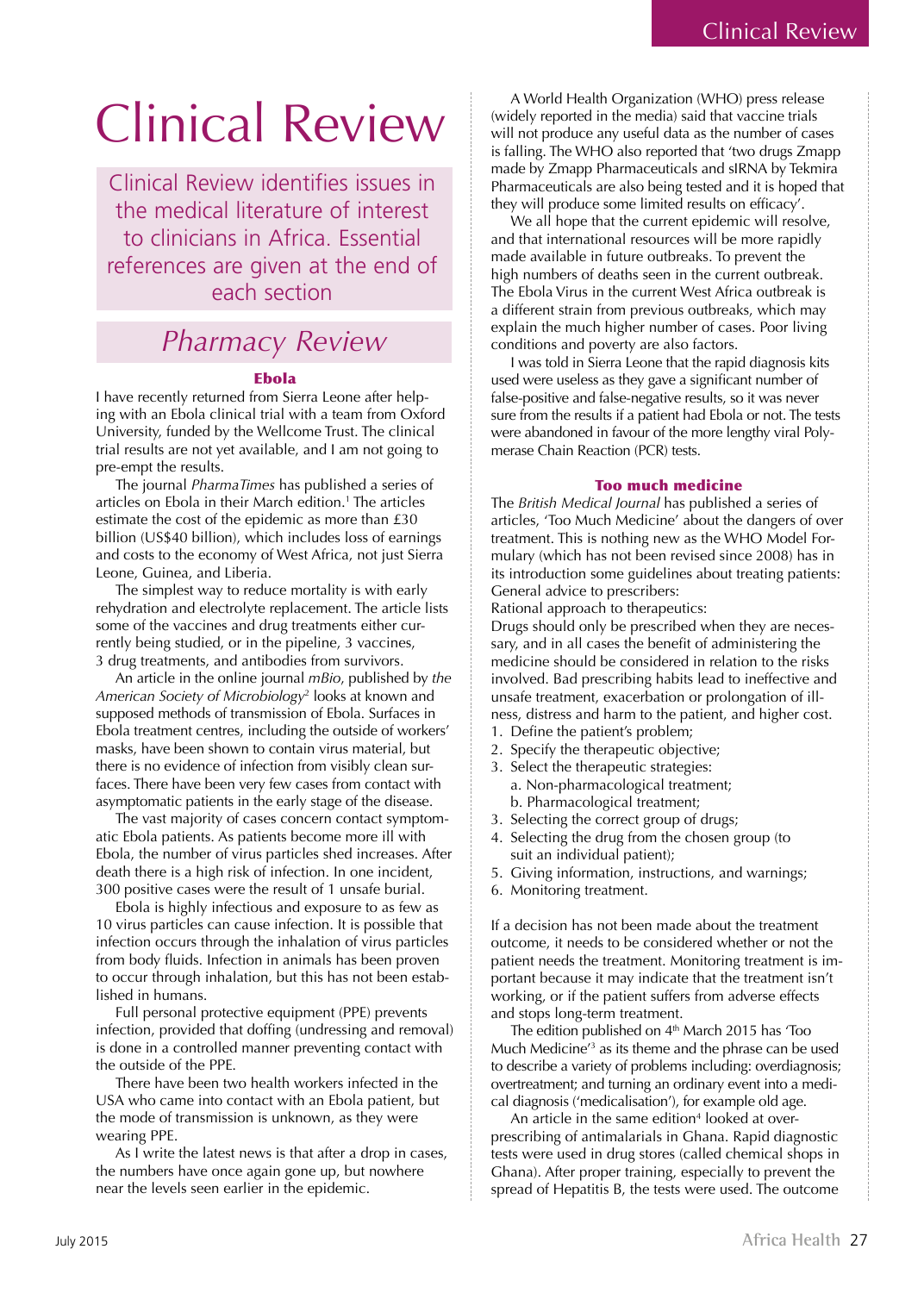# Clinical Review

Clinical Review identifies issues in the medical literature of interest to clinicians in Africa. Essential references are given at the end of each section

## *Pharmacy Review*

### Ebola

I have recently returned from Sierra Leone after helping with an Ebola clinical trial with a team from Oxford University, funded by the Wellcome Trust. The clinical trial results are not yet available, and I am not going to pre-empt the results.

The journal *PharmaTimes* has published a series of articles on Ebola in their March edition.[1] The articles estimate the cost of the epidemic as more than £30 billion (US$40 billion), which includes loss of earnings and costs to the economy of West Africa, not just Sierra Leone, Guinea, and Liberia.

The simplest way to reduce mortality is with early rehydration and electrolyte replacement. The article lists some of the vaccines and drug treatments either currently being studied, or in the pipeline, 3 vaccines, 3 drug treatments, and antibodies from survivors.

An article in the online journal *mBio*, published by *the American Society of Microbiology*[2] looks at known and supposed methods of transmission of Ebola. Surfaces in Ebola treatment centres, including the outside of workers' masks, have been shown to contain virus material, but there is no evidence of infection from visibly clean surfaces. There have been very few cases from contact with asymptomatic patients in the early stage of the disease.

The vast majority of cases concern contact symptomatic Ebola patients. As patients become more ill with Ebola, the number of virus particles shed increases. After death there is a high risk of infection. In one incident, 300 positive cases were the result of 1 unsafe burial.

Ebola is highly infectious and exposure to as few as 10 virus particles can cause infection. It is possible that infection occurs through the inhalation of virus particles from body fluids. Infection in animals has been proven to occur through inhalation, but this has not been established in humans.

Full personal protective equipment (PPE) prevents infection, provided that doffing (undressing and removal) is done in a controlled manner preventing contact with the outside of the PPE.

There have been two health workers infected in the USA who came into contact with an Ebola patient, but the mode of transmission is unknown, as they were wearing PPE.

As I write the latest news is that after a drop in cases, the numbers have once again gone up, but nowhere near the levels seen earlier in the epidemic.

A World Health Organization (WHO) press release (widely reported in the media) said that vaccine trials will not produce any useful data as the number of cases is falling. The WHO also reported that 'two drugs Zmapp made by Zmapp Pharmaceuticals and sIRNA by Tekmira Pharmaceuticals are also being tested and it is hoped that they will produce some limited results on efficacy'.

We all hope that the current epidemic will resolve, and that international resources will be more rapidly made available in future outbreaks. To prevent the high numbers of deaths seen in the current outbreak. The Ebola Virus in the current West Africa outbreak is a different strain from previous outbreaks, which may explain the much higher number of cases. Poor living conditions and poverty are also factors.

I was told in Sierra Leone that the rapid diagnosis kits used were useless as they gave a significant number of false-positive and false-negative results, so it was never sure from the results if a patient had Ebola or not. The tests were abandoned in favour of the more lengthy viral Polymerase Chain Reaction (PCR) tests.

### Too much medicine

The *British Medical Journal* has published a series of articles, 'Too Much Medicine' about the dangers of over treatment. This is nothing new as the WHO Model Formulary (which has not been revised since 2008) has in its introduction some guidelines about treating patients:

General advice to prescribers:

Rational approach to therapeutics:

Drugs should only be prescribed when they are necessary, and in all cases the benefit of administering the medicine should be considered in relation to the risks involved. Bad prescribing habits lead to ineffective and unsafe treatment, exacerbation or prolongation of illness, distress and harm to the patient, and higher cost.

1. Define the patient's problem;
2. Specify the therapeutic objective;
3. Select the therapeutic strategies:
   a. Non-pharmacological treatment;
   b. Pharmacological treatment;
3. Selecting the correct group of drugs;
4. Selecting the drug from the chosen group (to suit an individual patient);
5. Giving information, instructions, and warnings;
6. Monitoring treatment.

If a decision has not been made about the treatment outcome, it needs to be considered whether or not the patient needs the treatment. Monitoring treatment is important because it may indicate that the treatment isn't working, or if the patient suffers from adverse effects and stops long-term treatment.

The edition published on 4th March 2015 has 'Too Much Medicine'[3] as its theme and the phrase can be used to describe a variety of problems including: overdiagnosis; overtreatment; and turning an ordinary event into a medical diagnosis ('medicalisation'), for example old age.

An article in the same edition[4] looked at overprescribing of antimalarials in Ghana. Rapid diagnostic tests were used in drug stores (called chemical shops in Ghana). After proper training, especially to prevent the spread of Hepatitis B, the tests were used. The outcome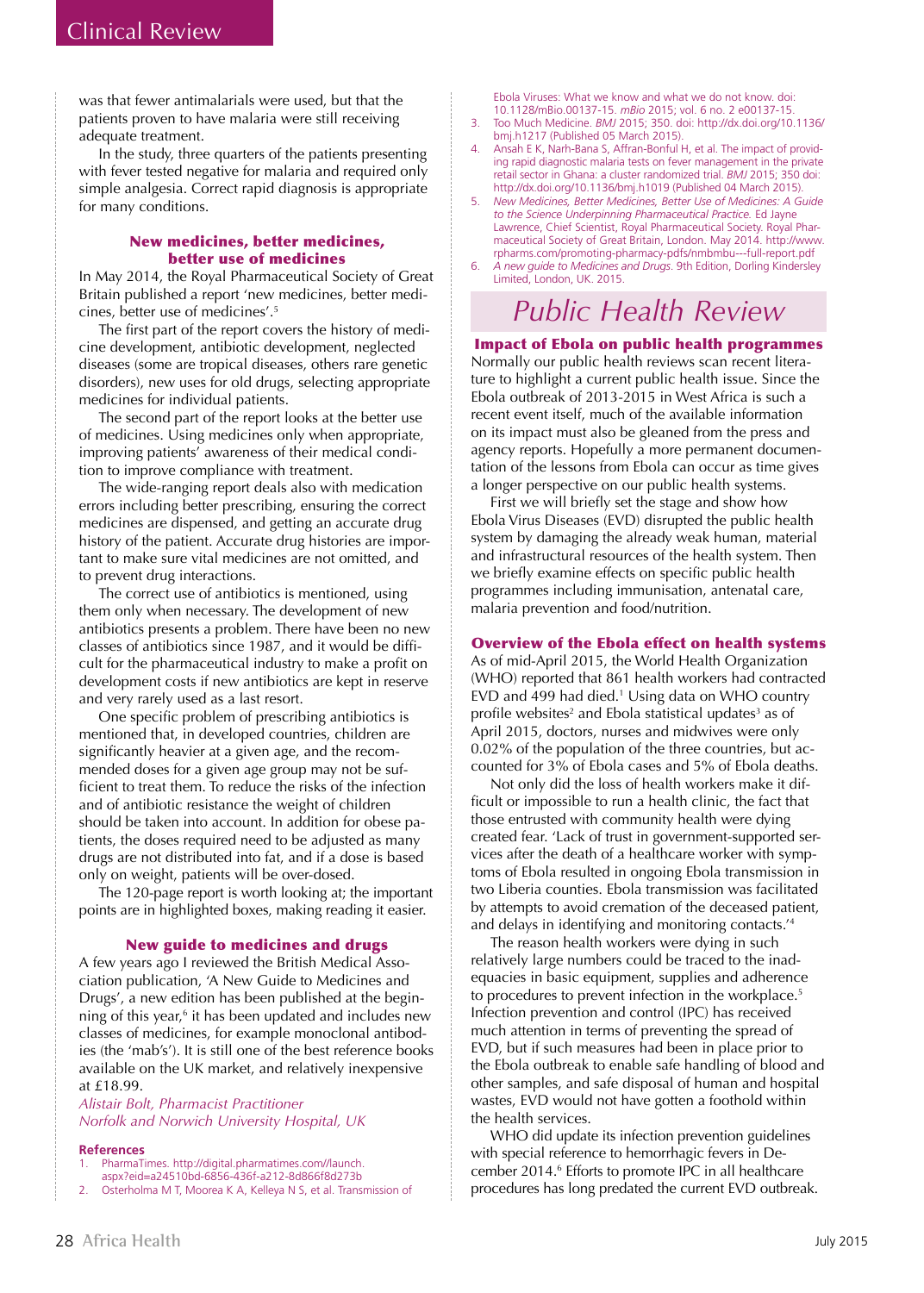was that fewer antimalarials were used, but that the patients proven to have malaria were still receiving adequate treatment.

In the study, three quarters of the patients presenting with fever tested negative for malaria and required only simple analgesia. Correct rapid diagnosis is appropriate for many conditions.

### New medicines, better medicines, better use of medicines

In May 2014, the Royal Pharmaceutical Society of Great Britain published a report 'new medicines, better medicines, better use of medicines'.[5]

The first part of the report covers the history of medicine development, antibiotic development, neglected diseases (some are tropical diseases, others rare genetic disorders), new uses for old drugs, selecting appropriate medicines for individual patients.

The second part of the report looks at the better use of medicines. Using medicines only when appropriate, improving patients' awareness of their medical condition to improve compliance with treatment.

The wide-ranging report deals also with medication errors including better prescribing, ensuring the correct medicines are dispensed, and getting an accurate drug history of the patient. Accurate drug histories are important to make sure vital medicines are not omitted, and to prevent drug interactions.

The correct use of antibiotics is mentioned, using them only when necessary. The development of new antibiotics presents a problem. There have been no new classes of antibiotics since 1987, and it would be difficult for the pharmaceutical industry to make a profit on development costs if new antibiotics are kept in reserve and very rarely used as a last resort.

One specific problem of prescribing antibiotics is mentioned that, in developed countries, children are significantly heavier at a given age, and the recommended doses for a given age group may not be sufficient to treat them. To reduce the risks of the infection and of antibiotic resistance the weight of children should be taken into account. In addition for obese patients, the doses required need to be adjusted as many drugs are not distributed into fat, and if a dose is based only on weight, patients will be over-dosed.

The 120-page report is worth looking at; the important points are in highlighted boxes, making reading it easier.

### New guide to medicines and drugs

A few years ago I reviewed the British Medical Association publication, 'A New Guide to Medicines and Drugs', a new edition has been published at the beginning of this year,[6] it has been updated and includes new classes of medicines, for example monoclonal antibodies (the 'mab's'). It is still one of the best reference books available on the UK market, and relatively inexpensive at £18.99.

*Alistair Bolt, Pharmacist Practitioner*
*Norfolk and Norwich University Hospital, UK*

**References**

1. PharmaTimes. http://digital.pharmatimes.com//launch.aspx?eid=a24510bd-6856-436f-a212-8d866f8d273b
2. Osterholma M T, Moorea K A, Kelleya N S, et al. Transmission of Ebola Viruses: What we know and what we do not know. doi: 10.1128/mBio.00137-15. *mBio* 2015; vol. 6 no. 2 e00137-15.
3. Too Much Medicine. *BMJ* 2015; 350. doi: http://dx.doi.org/10.1136/bmj.h1217 (Published 05 March 2015).
4. Ansah E K, Narh-Bana S, Affran-Bonful H, et al. The impact of providing rapid diagnostic malaria tests on fever management in the private retail sector in Ghana: a cluster randomized trial. *BMJ* 2015; 350 doi: http://dx.doi.org/10.1136/bmj.h1019 (Published 04 March 2015).
5. *New Medicines, Better Medicines, Better Use of Medicines: A Guide to the Science Underpinning Pharmaceutical Practice.* Ed Jayne Lawrence, Chief Scientist, Royal Pharmaceutical Society. Royal Pharmaceutical Society of Great Britain, London. May 2014. http://www.rpharms.com/promoting-pharmacy-pdfs/nmbmbu---full-report.pdf
6. *A new guide to Medicines and Drugs*. 9th Edition, Dorling Kindersley Limited, London, UK. 2015.

# Public Health Review

### Impact of Ebola on public health programmes

Normally our public health reviews scan recent literature to highlight a current public health issue. Since the Ebola outbreak of 2013-2015 in West Africa is such a recent event itself, much of the available information on its impact must also be gleaned from the press and agency reports. Hopefully a more permanent documentation of the lessons from Ebola can occur as time gives a longer perspective on our public health systems.

First we will briefly set the stage and show how Ebola Virus Diseases (EVD) disrupted the public health system by damaging the already weak human, material and infrastructural resources of the health system. Then we briefly examine effects on specific public health programmes including immunisation, antenatal care, malaria prevention and food/nutrition.

### Overview of the Ebola effect on health systems

As of mid-April 2015, the World Health Organization (WHO) reported that 861 health workers had contracted EVD and 499 had died.[1] Using data on WHO country profile websites[2] and Ebola statistical updates[3] as of April 2015, doctors, nurses and midwives were only 0.02% of the population of the three countries, but accounted for 3% of Ebola cases and 5% of Ebola deaths.

Not only did the loss of health workers make it difficult or impossible to run a health clinic, the fact that those entrusted with community health were dying created fear. 'Lack of trust in government-supported services after the death of a healthcare worker with symptoms of Ebola resulted in ongoing Ebola transmission in two Liberia counties. Ebola transmission was facilitated by attempts to avoid cremation of the deceased patient, and delays in identifying and monitoring contacts.'[4]

The reason health workers were dying in such relatively large numbers could be traced to the inadequacies in basic equipment, supplies and adherence to procedures to prevent infection in the workplace.[5] Infection prevention and control (IPC) has received much attention in terms of preventing the spread of EVD, but if such measures had been in place prior to the Ebola outbreak to enable safe handling of blood and other samples, and safe disposal of human and hospital wastes, EVD would not have gotten a foothold within the health services.

WHO did update its infection prevention guidelines with special reference to hemorrhagic fevers in December 2014.[6] Efforts to promote IPC in all healthcare procedures has long predated the current EVD outbreak.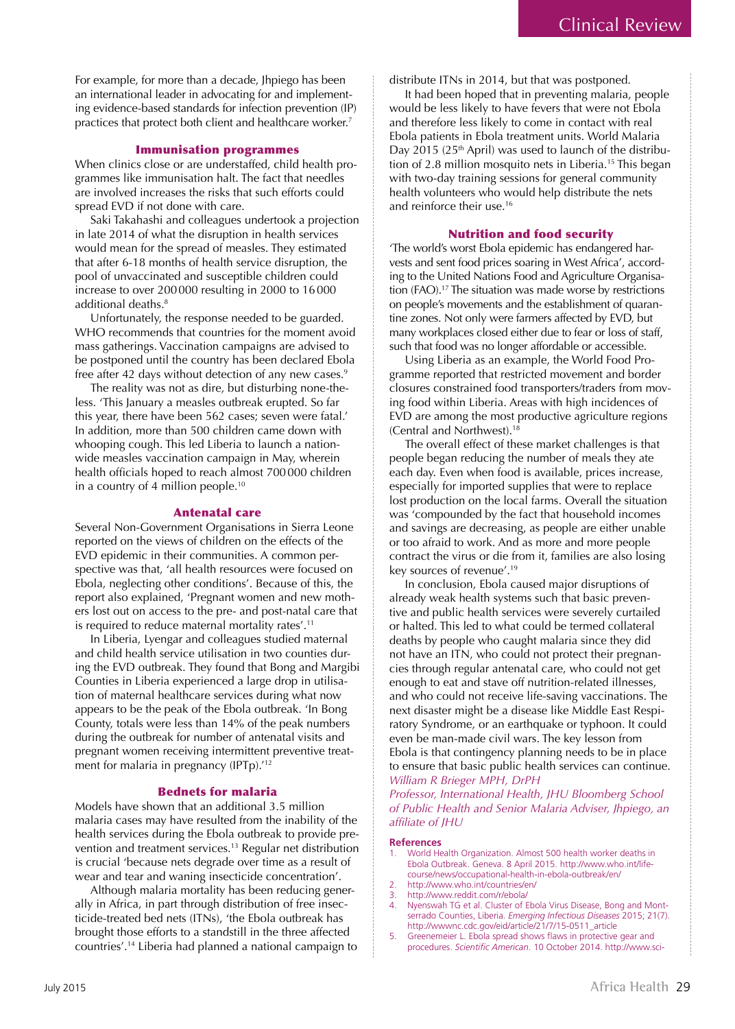For example, for more than a decade, Jhpiego has been an international leader in advocating for and implementing evidence-based standards for infection prevention (IP) practices that protect both client and healthcare worker.[7]

### Immunisation programmes

When clinics close or are understaffed, child health programmes like immunisation halt. The fact that needles are involved increases the risks that such efforts could spread EVD if not done with care.

Saki Takahashi and colleagues undertook a projection in late 2014 of what the disruption in health services would mean for the spread of measles. They estimated that after 6-18 months of health service disruption, the pool of unvaccinated and susceptible children could increase to over 200 000 resulting in 2000 to 16 000 additional deaths.[8]

Unfortunately, the response needed to be guarded. WHO recommends that countries for the moment avoid mass gatherings. Vaccination campaigns are advised to be postponed until the country has been declared Ebola free after 42 days without detection of any new cases.[9]

The reality was not as dire, but disturbing none-the-less. 'This January a measles outbreak erupted. So far this year, there have been 562 cases; seven were fatal.' In addition, more than 500 children came down with whooping cough. This led Liberia to launch a nationwide measles vaccination campaign in May, wherein health officials hoped to reach almost 700 000 children in a country of 4 million people.[10]

### Antenatal care

Several Non-Government Organisations in Sierra Leone reported on the views of children on the effects of the EVD epidemic in their communities. A common perspective was that, 'all health resources were focused on Ebola, neglecting other conditions'. Because of this, the report also explained, 'Pregnant women and new mothers lost out on access to the pre- and post-natal care that is required to reduce maternal mortality rates'.[11]

In Liberia, Lyengar and colleagues studied maternal and child health service utilisation in two counties during the EVD outbreak. They found that Bong and Margibi Counties in Liberia experienced a large drop in utilisation of maternal healthcare services during what now appears to be the peak of the Ebola outbreak. 'In Bong County, totals were less than 14% of the peak numbers during the outbreak for number of antenatal visits and pregnant women receiving intermittent preventive treatment for malaria in pregnancy (IPTp).'[12]

### Bednets for malaria

Models have shown that an additional 3.5 million malaria cases may have resulted from the inability of the health services during the Ebola outbreak to provide prevention and treatment services.[13] Regular net distribution is crucial 'because nets degrade over time as a result of wear and tear and waning insecticide concentration'.

Although malaria mortality has been reducing generally in Africa, in part through distribution of free insecticide-treated bed nets (ITNs), 'the Ebola outbreak has brought those efforts to a standstill in the three affected countries'.[14] Liberia had planned a national campaign to distribute ITNs in 2014, but that was postponed.

It had been hoped that in preventing malaria, people would be less likely to have fevers that were not Ebola and therefore less likely to come in contact with real Ebola patients in Ebola treatment units. World Malaria Day 2015 (25th April) was used to launch of the distribution of 2.8 million mosquito nets in Liberia.[15] This began with two-day training sessions for general community health volunteers who would help distribute the nets and reinforce their use.[16]

### Nutrition and food security

'The world's worst Ebola epidemic has endangered harvests and sent food prices soaring in West Africa', according to the United Nations Food and Agriculture Organisation (FAO).[17] The situation was made worse by restrictions on people's movements and the establishment of quarantine zones. Not only were farmers affected by EVD, but many workplaces closed either due to fear or loss of staff, such that food was no longer affordable or accessible.

Using Liberia as an example, the World Food Programme reported that restricted movement and border closures constrained food transporters/traders from moving food within Liberia. Areas with high incidences of EVD are among the most productive agriculture regions (Central and Northwest).[18]

The overall effect of these market challenges is that people began reducing the number of meals they ate each day. Even when food is available, prices increase, especially for imported supplies that were to replace lost production on the local farms. Overall the situation was 'compounded by the fact that household incomes and savings are decreasing, as people are either unable or too afraid to work. And as more and more people contract the virus or die from it, families are also losing key sources of revenue'.[19]

In conclusion, Ebola caused major disruptions of already weak health systems such that basic preventive and public health services were severely curtailed or halted. This led to what could be termed collateral deaths by people who caught malaria since they did not have an ITN, who could not protect their pregnancies through regular antenatal care, who could not get enough to eat and stave off nutrition-related illnesses, and who could not receive life-saving vaccinations. The next disaster might be a disease like Middle East Respiratory Syndrome, or an earthquake or typhoon. It could even be man-made civil wars. The key lesson from Ebola is that contingency planning needs to be in place to ensure that basic public health services can continue.

*William R Brieger MPH, DrPH*
*Professor, International Health, JHU Bloomberg School of Public Health and Senior Malaria Adviser, Jhpiego, an affiliate of JHU*

#### References

1. World Health Organization. Almost 500 health worker deaths in Ebola Outbreak. Geneva. 8 April 2015. http://www.who.int/lifecourse/news/occupational-health-in-ebola-outbreak/en/
2. http://www.who.int/countries/en/
3. http://www.reddit.com/r/ebola/
4. Nyenswah TG et al. Cluster of Ebola Virus Disease, Bong and Montserrado Counties, Liberia. *Emerging Infectious Diseases* 2015; 21(7). http://wwwnc.cdc.gov/eid/article/21/7/15-0511_article
5. Greenemeier L. Ebola spread shows flaws in protective gear and procedures. *Scientific American*. 10 October 2014. http://www.sci-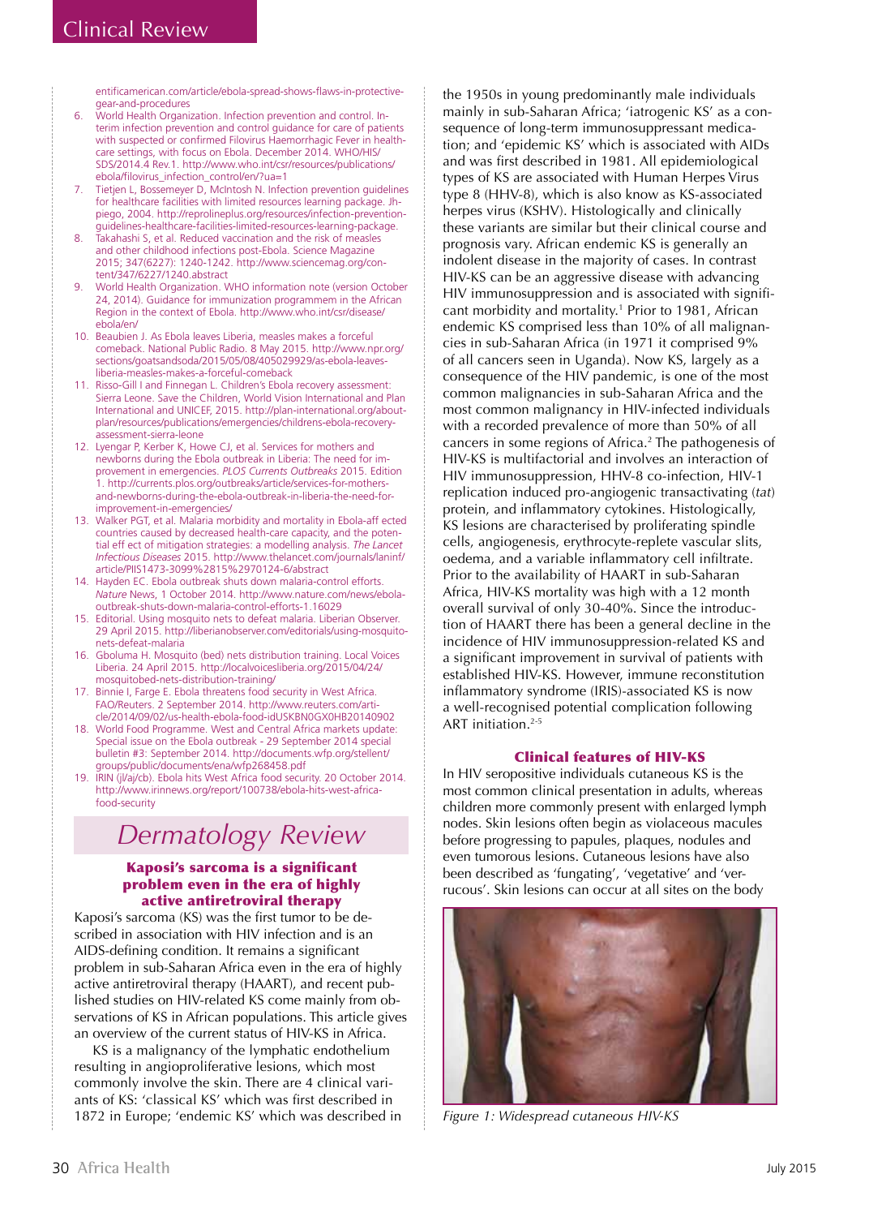entificamerican.com/article/ebola-spread-shows-flaws-in-protective-gear-and-procedures

6. World Health Organization. Infection prevention and control. Interim infection prevention and control guidance for care of patients with suspected or confirmed Filovirus Haemorrhagic Fever in health-care settings, with focus on Ebola. December 2014. WHO/HIS/SDS/2014.4 Rev.1. http://www.who.int/csr/resources/publications/ebola/filovirus_infection_control/en/?ua=1
7. Tietjen L, Bossemeyer D, McIntosh N. Infection prevention guidelines for healthcare facilities with limited resources learning package. Jhpiego, 2004. http://reprolineplus.org/resources/infection-prevention-guidelines-healthcare-facilities-limited-resources-learning-package.
8. Takahashi S, et al. Reduced vaccination and the risk of measles and other childhood infections post-Ebola. Science Magazine 2015; 347(6227): 1240-1242. http://www.sciencemag.org/content/347/6227/1240.abstract
9. World Health Organization. WHO information note (version October 24, 2014). Guidance for immunization programmem in the African Region in the context of Ebola. http://www.who.int/csr/disease/ebola/en/
10. Beaubien J. As Ebola leaves Liberia, measles makes a forceful comeback. National Public Radio. 8 May 2015. http://www.npr.org/sections/goatsandsoda/2015/05/08/405029929/as-ebola-leaves-liberia-measles-makes-a-forceful-comeback
11. Risso-Gill I and Finnegan L. Children's Ebola recovery assessment: Sierra Leone. Save the Children, World Vision International and Plan International and UNICEF, 2015. http://plan-international.org/about-plan/resources/publications/emergencies/childrens-ebola-recovery-assessment-sierra-leone
12. Lyengar P, Kerber K, Howe CJ, et al. Services for mothers and newborns during the Ebola outbreak in Liberia: The need for improvement in emergencies. *PLOS Currents Outbreaks* 2015. Edition 1. http://currents.plos.org/outbreaks/article/services-for-mothers-and-newborns-during-the-ebola-outbreak-in-liberia-the-need-for-improvement-in-emergencies/
13. Walker PGT, et al. Malaria morbidity and mortality in Ebola-aff ected countries caused by decreased health-care capacity, and the potential eff ect of mitigation strategies: a modelling analysis. *The Lancet Infectious Diseases* 2015. http://www.thelancet.com/journals/laninf/article/PIIS1473-3099%2815%2970124-6/abstract
14. Hayden EC. Ebola outbreak shuts down malaria-control efforts. *Nature* News, 1 October 2014. http://www.nature.com/news/ebola-outbreak-shuts-down-malaria-control-efforts-1.16029
15. Editorial. Using mosquito nets to defeat malaria. Liberian Observer. 29 April 2015. http://liberianobserver.com/editorials/using-mosquito-nets-defeat-malaria
16. Gboluma H. Mosquito (bed) nets distribution training. Local Voices Liberia. 24 April 2015. http://localvoicesliberia.org/2015/04/24/mosquitobed-nets-distribution-training/
17. Binnie I, Farge E. Ebola threatens food security in West Africa. FAO/Reuters. 2 September 2014. http://www.reuters.com/article/2014/09/02/us-health-ebola-food-idUSKBN0GX0HB20140902
18. World Food Programme. West and Central Africa markets update: Special issue on the Ebola outbreak - 29 September 2014 special bulletin #3: September 2014. http://documents.wfp.org/stellent/groups/public/documents/ena/wfp268458.pdf
19. IRIN (jl/aj/cb). Ebola hits West Africa food security. 20 October 2014. http://www.irinnews.org/report/100738/ebola-hits-west-africa-food-security

# Dermatology Review

## Kaposi's sarcoma is a significant problem even in the era of highly active antiretroviral therapy

Kaposi's sarcoma (KS) was the first tumor to be described in association with HIV infection and is an AIDS-defining condition. It remains a significant problem in sub-Saharan Africa even in the era of highly active antiretroviral therapy (HAART), and recent published studies on HIV-related KS come mainly from observations of KS in African populations. This article gives an overview of the current status of HIV-KS in Africa.

KS is a malignancy of the lymphatic endothelium resulting in angioproliferative lesions, which most commonly involve the skin. There are 4 clinical variants of KS: 'classical KS' which was first described in 1872 in Europe; 'endemic KS' which was described in the 1950s in young predominantly male individuals mainly in sub-Saharan Africa; 'iatrogenic KS' as a consequence of long-term immunosuppressant medication; and 'epidemic KS' which is associated with AIDs and was first described in 1981. All epidemiological types of KS are associated with Human Herpes Virus type 8 (HHV-8), which is also know as KS-associated herpes virus (KSHV). Histologically and clinically these variants are similar but their clinical course and prognosis vary. African endemic KS is generally an indolent disease in the majority of cases. In contrast HIV-KS can be an aggressive disease with advancing HIV immunosuppression and is associated with significant morbidity and mortality.[1] Prior to 1981, African endemic KS comprised less than 10% of all malignancies in sub-Saharan Africa (in 1971 it comprised 9% of all cancers seen in Uganda). Now KS, largely as a consequence of the HIV pandemic, is one of the most common malignancies in sub-Saharan Africa and the most common malignancy in HIV-infected individuals with a recorded prevalence of more than 50% of all cancers in some regions of Africa.[2] The pathogenesis of HIV-KS is multifactorial and involves an interaction of HIV immunosuppression, HHV-8 co-infection, HIV-1 replication induced pro-angiogenic transactivating (*tat*) protein, and inflammatory cytokines. Histologically, KS lesions are characterised by proliferating spindle cells, angiogenesis, erythrocyte-replete vascular slits, oedema, and a variable inflammatory cell infiltrate. Prior to the availability of HAART in sub-Saharan Africa, HIV-KS mortality was high with a 12 month overall survival of only 30-40%. Since the introduction of HAART there has been a general decline in the incidence of HIV immunosuppression-related KS and a significant improvement in survival of patients with established HIV-KS. However, immune reconstitution inflammatory syndrome (IRIS)-associated KS is now a well-recognised potential complication following ART initiation.[2-5]

### Clinical features of HIV-KS

In HIV seropositive individuals cutaneous KS is the most common clinical presentation in adults, whereas children more commonly present with enlarged lymph nodes. Skin lesions often begin as violaceous macules before progressing to papules, plaques, nodules and even tumorous lesions. Cutaneous lesions have also been described as 'fungating', 'vegetative' and 'verrucous'. Skin lesions can occur at all sites on the body

*Figure 1: Widespread cutaneous HIV-KS*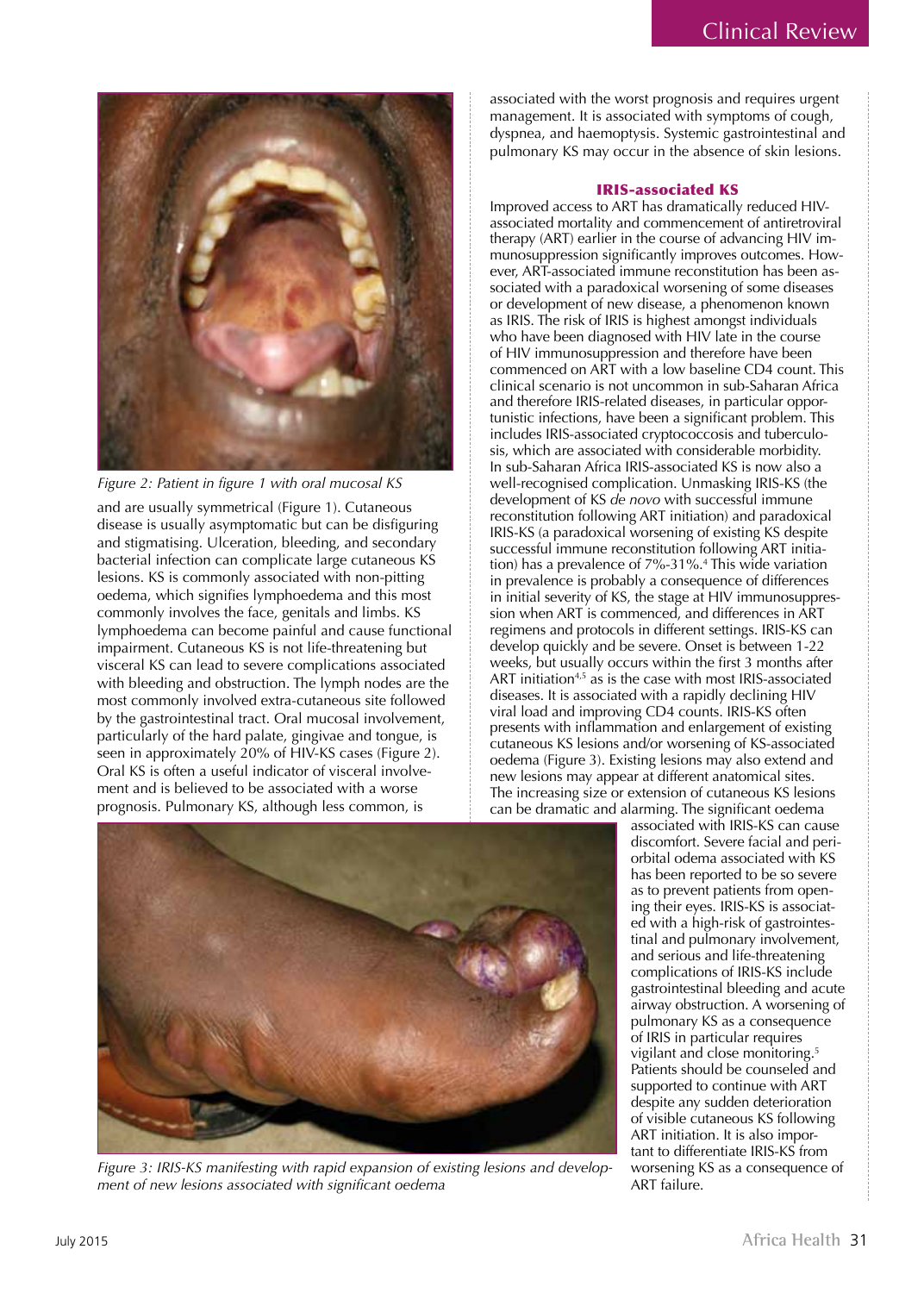Figure 2: Patient in figure 1 with oral mucosal KS

and are usually symmetrical (Figure 1). Cutaneous disease is usually asymptomatic but can be disfiguring and stigmatising. Ulceration, bleeding, and secondary bacterial infection can complicate large cutaneous KS lesions. KS is commonly associated with non-pitting oedema, which signifies lymphoedema and this most commonly involves the face, genitals and limbs. KS lymphoedema can become painful and cause functional impairment. Cutaneous KS is not life-threatening but visceral KS can lead to severe complications associated with bleeding and obstruction. The lymph nodes are the most commonly involved extra-cutaneous site followed by the gastrointestinal tract. Oral mucosal involvement, particularly of the hard palate, gingivae and tongue, is seen in approximately 20% of HIV-KS cases (Figure 2). Oral KS is often a useful indicator of visceral involvement and is believed to be associated with a worse prognosis. Pulmonary KS, although less common, is associated with the worst prognosis and requires urgent management. It is associated with symptoms of cough, dyspnea, and haemoptysis. Systemic gastrointestinal and pulmonary KS may occur in the absence of skin lesions.

### IRIS-associated KS

Improved access to ART has dramatically reduced HIV-associated mortality and commencement of antiretroviral therapy (ART) earlier in the course of advancing HIV immunosuppression significantly improves outcomes. However, ART-associated immune reconstitution has been associated with a paradoxical worsening of some diseases or development of new disease, a phenomenon known as IRIS. The risk of IRIS is highest amongst individuals who have been diagnosed with HIV late in the course of HIV immunosuppression and therefore have been commenced on ART with a low baseline CD4 count. This clinical scenario is not uncommon in sub-Saharan Africa and therefore IRIS-related diseases, in particular opportunistic infections, have been a significant problem. This includes IRIS-associated cryptococcosis and tuberculosis, which are associated with considerable morbidity. In sub-Saharan Africa IRIS-associated KS is now also a well-recognised complication. Unmasking IRIS-KS (the development of KS *de novo* with successful immune reconstitution following ART initiation) and paradoxical IRIS-KS (a paradoxical worsening of existing KS despite successful immune reconstitution following ART initiation) has a prevalence of 7%-31%.[4] This wide variation in prevalence is probably a consequence of differences in initial severity of KS, the stage at HIV immunosuppression when ART is commenced, and differences in ART regimens and protocols in different settings. IRIS-KS can develop quickly and be severe. Onset is between 1-22 weeks, but usually occurs within the first 3 months after ART initiation[4,5] as is the case with most IRIS-associated diseases. It is associated with a rapidly declining HIV viral load and improving CD4 counts. IRIS-KS often presents with inflammation and enlargement of existing cutaneous KS lesions and/or worsening of KS-associated oedema (Figure 3). Existing lesions may also extend and new lesions may appear at different anatomical sites. The increasing size or extension of cutaneous KS lesions can be dramatic and alarming. The significant oedema associated with IRIS-KS can cause discomfort. Severe facial and peri-orbital odema associated with KS has been reported to be so severe as to prevent patients from opening their eyes. IRIS-KS is associated with a high-risk of gastrointestinal and pulmonary involvement, and serious and life-threatening complications of IRIS-KS include gastrointestinal bleeding and acute airway obstruction. A worsening of pulmonary KS as a consequence of IRIS in particular requires vigilant and close monitoring.[5] Patients should be counseled and supported to continue with ART despite any sudden deterioration of visible cutaneous KS following ART initiation. It is also important to differentiate IRIS-KS from worsening KS as a consequence of ART failure.

Figure 3: IRIS-KS manifesting with rapid expansion of existing lesions and development of new lesions associated with significant oedema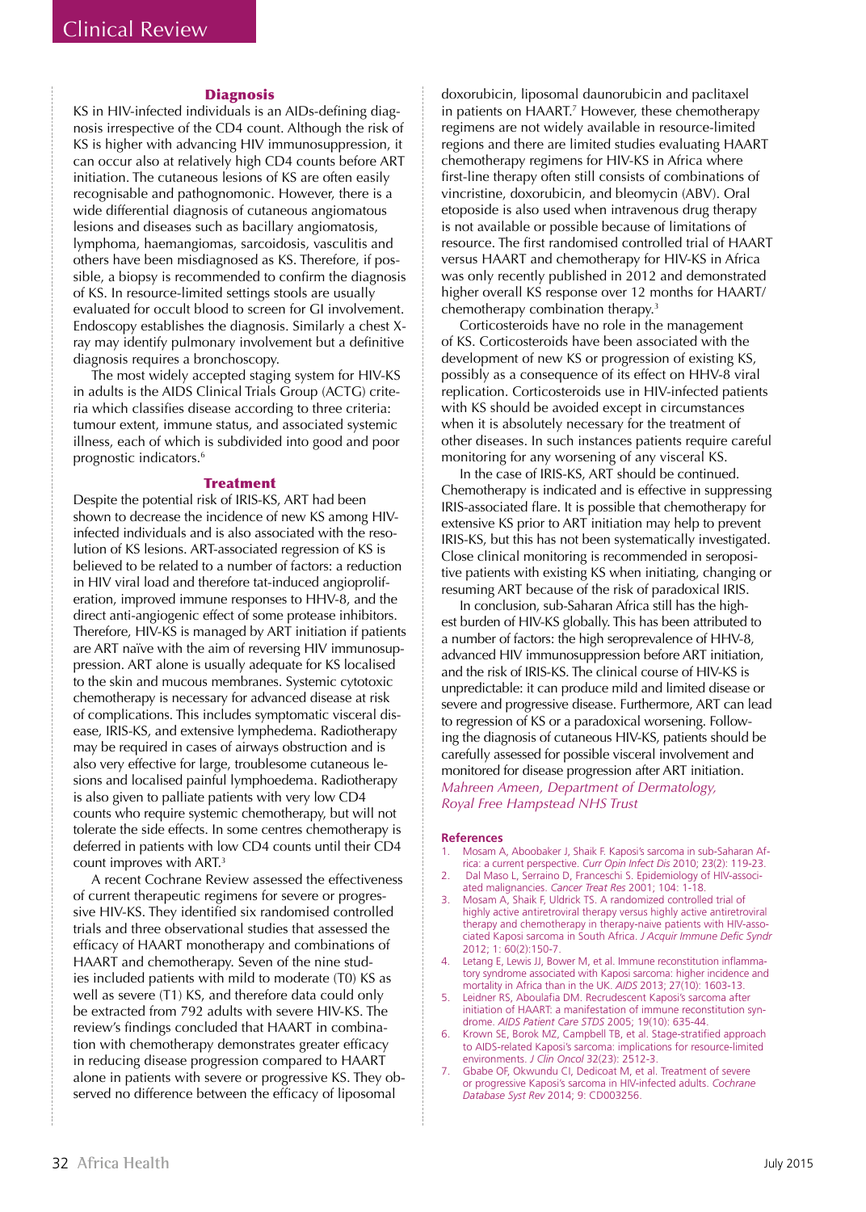## Diagnosis

KS in HIV-infected individuals is an AIDs-defining diagnosis irrespective of the CD4 count. Although the risk of KS is higher with advancing HIV immunosuppression, it can occur also at relatively high CD4 counts before ART initiation. The cutaneous lesions of KS are often easily recognisable and pathognomonic. However, there is a wide differential diagnosis of cutaneous angiomatous lesions and diseases such as bacillary angiomatosis, lymphoma, haemangiomas, sarcoidosis, vasculitis and others have been misdiagnosed as KS. Therefore, if possible, a biopsy is recommended to confirm the diagnosis of KS. In resource-limited settings stools are usually evaluated for occult blood to screen for GI involvement. Endoscopy establishes the diagnosis. Similarly a chest X-ray may identify pulmonary involvement but a definitive diagnosis requires a bronchoscopy.

The most widely accepted staging system for HIV-KS in adults is the AIDS Clinical Trials Group (ACTG) criteria which classifies disease according to three criteria: tumour extent, immune status, and associated systemic illness, each of which is subdivided into good and poor prognostic indicators.[6]

## Treatment

Despite the potential risk of IRIS-KS, ART had been shown to decrease the incidence of new KS among HIV-infected individuals and is also associated with the resolution of KS lesions. ART-associated regression of KS is believed to be related to a number of factors: a reduction in HIV viral load and therefore tat-induced angioproliferation, improved immune responses to HHV-8, and the direct anti-angiogenic effect of some protease inhibitors. Therefore, HIV-KS is managed by ART initiation if patients are ART naïve with the aim of reversing HIV immunosuppression. ART alone is usually adequate for KS localised to the skin and mucous membranes. Systemic cytotoxic chemotherapy is necessary for advanced disease at risk of complications. This includes symptomatic visceral disease, IRIS-KS, and extensive lymphedema. Radiotherapy may be required in cases of airways obstruction and is also very effective for large, troublesome cutaneous lesions and localised painful lymphoedema. Radiotherapy is also given to palliate patients with very low CD4 counts who require systemic chemotherapy, but will not tolerate the side effects. In some centres chemotherapy is deferred in patients with low CD4 counts until their CD4 count improves with ART.[3]

A recent Cochrane Review assessed the effectiveness of current therapeutic regimens for severe or progressive HIV-KS. They identified six randomised controlled trials and three observational studies that assessed the efficacy of HAART monotherapy and combinations of HAART and chemotherapy. Seven of the nine studies included patients with mild to moderate (T0) KS as well as severe (T1) KS, and therefore data could only be extracted from 792 adults with severe HIV-KS. The review's findings concluded that HAART in combination with chemotherapy demonstrates greater efficacy in reducing disease progression compared to HAART alone in patients with severe or progressive KS. They observed no difference between the efficacy of liposomal doxorubicin, liposomal daunorubicin and paclitaxel in patients on HAART.[7] However, these chemotherapy regimens are not widely available in resource-limited regions and there are limited studies evaluating HAART chemotherapy regimens for HIV-KS in Africa where first-line therapy often still consists of combinations of vincristine, doxorubicin, and bleomycin (ABV). Oral etoposide is also used when intravenous drug therapy is not available or possible because of limitations of resource. The first randomised controlled trial of HAART versus HAART and chemotherapy for HIV-KS in Africa was only recently published in 2012 and demonstrated higher overall KS response over 12 months for HAART/chemotherapy combination therapy.[3]

Corticosteroids have no role in the management of KS. Corticosteroids have been associated with the development of new KS or progression of existing KS, possibly as a consequence of its effect on HHV-8 viral replication. Corticosteroids use in HIV-infected patients with KS should be avoided except in circumstances when it is absolutely necessary for the treatment of other diseases. In such instances patients require careful monitoring for any worsening of any visceral KS.

In the case of IRIS-KS, ART should be continued. Chemotherapy is indicated and is effective in suppressing IRIS-associated flare. It is possible that chemotherapy for extensive KS prior to ART initiation may help to prevent IRIS-KS, but this has not been systematically investigated. Close clinical monitoring is recommended in seropositive patients with existing KS when initiating, changing or resuming ART because of the risk of paradoxical IRIS.

In conclusion, sub-Saharan Africa still has the highest burden of HIV-KS globally. This has been attributed to a number of factors: the high seroprevalence of HHV-8, advanced HIV immunosuppression before ART initiation, and the risk of IRIS-KS. The clinical course of HIV-KS is unpredictable: it can produce mild and limited disease or severe and progressive disease. Furthermore, ART can lead to regression of KS or a paradoxical worsening. Following the diagnosis of cutaneous HIV-KS, patients should be carefully assessed for possible visceral involvement and monitored for disease progression after ART initiation.

*Mahreen Ameen, Department of Dermatology, Royal Free Hampstead NHS Trust*

### References

1. Mosam A, Aboobaker J, Shaik F. Kaposi's sarcoma in sub-Saharan Africa: a current perspective. *Curr Opin Infect Dis* 2010; 23(2): 119-23.
2. Dal Maso L, Serraino D, Franceschi S. Epidemiology of HIV-associated malignancies. *Cancer Treat Res* 2001; 104: 1-18.
3. Mosam A, Shaik F, Uldrick TS. A randomized controlled trial of highly active antiretroviral therapy versus highly active antiretroviral therapy and chemotherapy in therapy-naive patients with HIV-associated Kaposi sarcoma in South Africa. *J Acquir Immune Defic Syndr* 2012; 1: 60(2):150-7.
4. Letang E, Lewis JJ, Bower M, et al. Immune reconstitution inflammatory syndrome associated with Kaposi sarcoma: higher incidence and mortality in Africa than in the UK. *AIDS* 2013; 27(10): 1603-13.
5. Leidner RS, Aboulafia DM. Recrudescent Kaposi's sarcoma after initiation of HAART: a manifestation of immune reconstitution syndrome. *AIDS Patient Care STDS* 2005; 19(10): 635-44.
6. Krown SE, Borok MZ, Campbell TB, et al. Stage-stratified approach to AIDS-related Kaposi's sarcoma: implications for resource-limited environments. *J Clin Oncol* 32(23): 2512-3.
7. Gbabe OF, Okwundu CI, Dedicoat M, et al. Treatment of severe or progressive Kaposi's sarcoma in HIV-infected adults. *Cochrane Database Syst Rev* 2014; 9: CD003256.